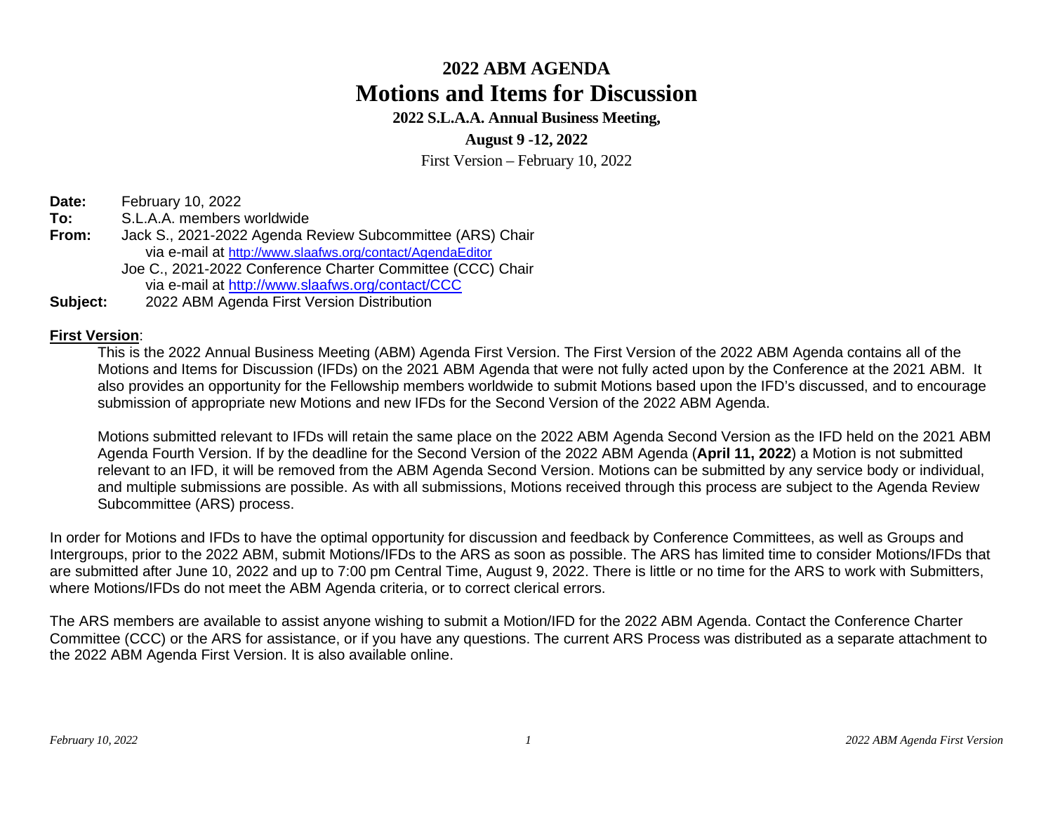# 2022 ABM AGENDA

# Motions and Items for Discussion

**2022 S.L.A.A. Annual Business Meeting,**

**August 9 -12, 2022**

First Version – February 10, 2022

**Date:** February 10, 2022
**To:** S.L.A.A. members worldwide
**From:** Jack S., 2021-2022 Agenda Review Subcommittee (ARS) Chair
via e-mail at http://www.slaafws.org/contact/AgendaEditor
Joe C., 2021-2022 Conference Charter Committee (CCC) Chair
via e-mail at http://www.slaafws.org/contact/CCC
**Subject:** 2022 ABM Agenda First Version Distribution

**First Version**:

This is the 2022 Annual Business Meeting (ABM) Agenda First Version. The First Version of the 2022 ABM Agenda contains all of the Motions and Items for Discussion (IFDs) on the 2021 ABM Agenda that were not fully acted upon by the Conference at the 2021 ABM. It also provides an opportunity for the Fellowship members worldwide to submit Motions based upon the IFD's discussed, and to encourage submission of appropriate new Motions and new IFDs for the Second Version of the 2022 ABM Agenda.

Motions submitted relevant to IFDs will retain the same place on the 2022 ABM Agenda Second Version as the IFD held on the 2021 ABM Agenda Fourth Version. If by the deadline for the Second Version of the 2022 ABM Agenda (**April 11, 2022**) a Motion is not submitted relevant to an IFD, it will be removed from the ABM Agenda Second Version. Motions can be submitted by any service body or individual, and multiple submissions are possible. As with all submissions, Motions received through this process are subject to the Agenda Review Subcommittee (ARS) process.

In order for Motions and IFDs to have the optimal opportunity for discussion and feedback by Conference Committees, as well as Groups and Intergroups, prior to the 2022 ABM, submit Motions/IFDs to the ARS as soon as possible. The ARS has limited time to consider Motions/IFDs that are submitted after June 10, 2022 and up to 7:00 pm Central Time, August 9, 2022. There is little or no time for the ARS to work with Submitters, where Motions/IFDs do not meet the ABM Agenda criteria, or to correct clerical errors.

The ARS members are available to assist anyone wishing to submit a Motion/IFD for the 2022 ABM Agenda. Contact the Conference Charter Committee (CCC) or the ARS for assistance, or if you have any questions. The current ARS Process was distributed as a separate attachment to the 2022 ABM Agenda First Version. It is also available online.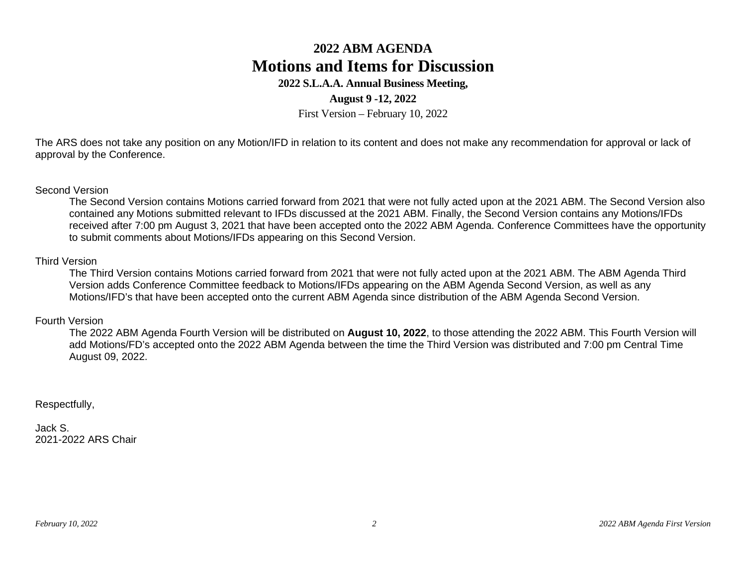# 2022 ABM AGENDA

# Motions and Items for Discussion

**2022 S.L.A.A. Annual Business Meeting,**

**August 9 -12, 2022**

First Version – February 10, 2022

The ARS does not take any position on any Motion/IFD in relation to its content and does not make any recommendation for approval or lack of approval by the Conference.

Second Version

The Second Version contains Motions carried forward from 2021 that were not fully acted upon at the 2021 ABM. The Second Version also contained any Motions submitted relevant to IFDs discussed at the 2021 ABM. Finally, the Second Version contains any Motions/IFDs received after 7:00 pm August 3, 2021 that have been accepted onto the 2022 ABM Agenda. Conference Committees have the opportunity to submit comments about Motions/IFDs appearing on this Second Version.

Third Version

The Third Version contains Motions carried forward from 2021 that were not fully acted upon at the 2021 ABM. The ABM Agenda Third Version adds Conference Committee feedback to Motions/IFDs appearing on the ABM Agenda Second Version, as well as any Motions/IFD's that have been accepted onto the current ABM Agenda since distribution of the ABM Agenda Second Version.

Fourth Version

The 2022 ABM Agenda Fourth Version will be distributed on **August 10, 2022**, to those attending the 2022 ABM. This Fourth Version will add Motions/FD's accepted onto the 2022 ABM Agenda between the time the Third Version was distributed and 7:00 pm Central Time August 09, 2022.

Respectfully,

Jack S.
2021-2022 ARS Chair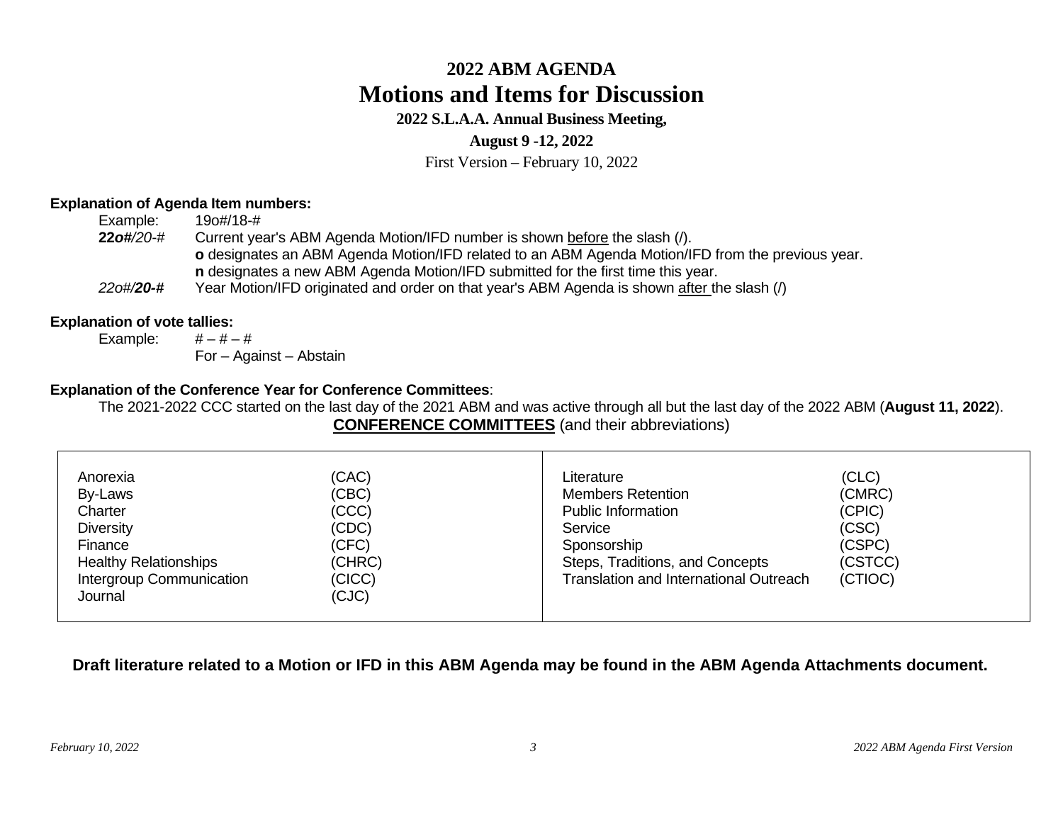# 2022 ABM AGENDA

## Motions and Items for Discussion

**2022 S.L.A.A. Annual Business Meeting,**

**August 9 -12, 2022**

First Version – February 10, 2022

**Explanation of Agenda Item numbers:**

Example: 19o#/18-#

***22o#****/20-#* Current year's ABM Agenda Motion/IFD number is shown before the slash (/).
**o** designates an ABM Agenda Motion/IFD related to an ABM Agenda Motion/IFD from the previous year.
**n** designates a new ABM Agenda Motion/IFD submitted for the first time this year.

*22o#/****20-#*** Year Motion/IFD originated and order on that year's ABM Agenda is shown after the slash (/)

**Explanation of vote tallies:**

Example: # – # – #
For – Against – Abstain

**Explanation of the Conference Year for Conference Committees**:

The 2021-2022 CCC started on the last day of the 2021 ABM and was active through all but the last day of the 2022 ABM (**August 11, 2022**).

**CONFERENCE COMMITTEES** (and their abbreviations)

| Committee | Abbreviation | Committee | Abbreviation |
|---|---|---|---|
| Anorexia | (CAC) | Literature | (CLC) |
| By-Laws | (CBC) | Members Retention | (CMRC) |
| Charter | (CCC) | Public Information | (CPIC) |
| Diversity | (CDC) | Service | (CSC) |
| Finance | (CFC) | Sponsorship | (CSPC) |
| Healthy Relationships | (CHRC) | Steps, Traditions, and Concepts | (CSTCC) |
| Intergroup Communication | (CICC) | Translation and International Outreach | (CTIOC) |
| Journal | (CJC) | | |

**Draft literature related to a Motion or IFD in this ABM Agenda may be found in the ABM Agenda Attachments document.**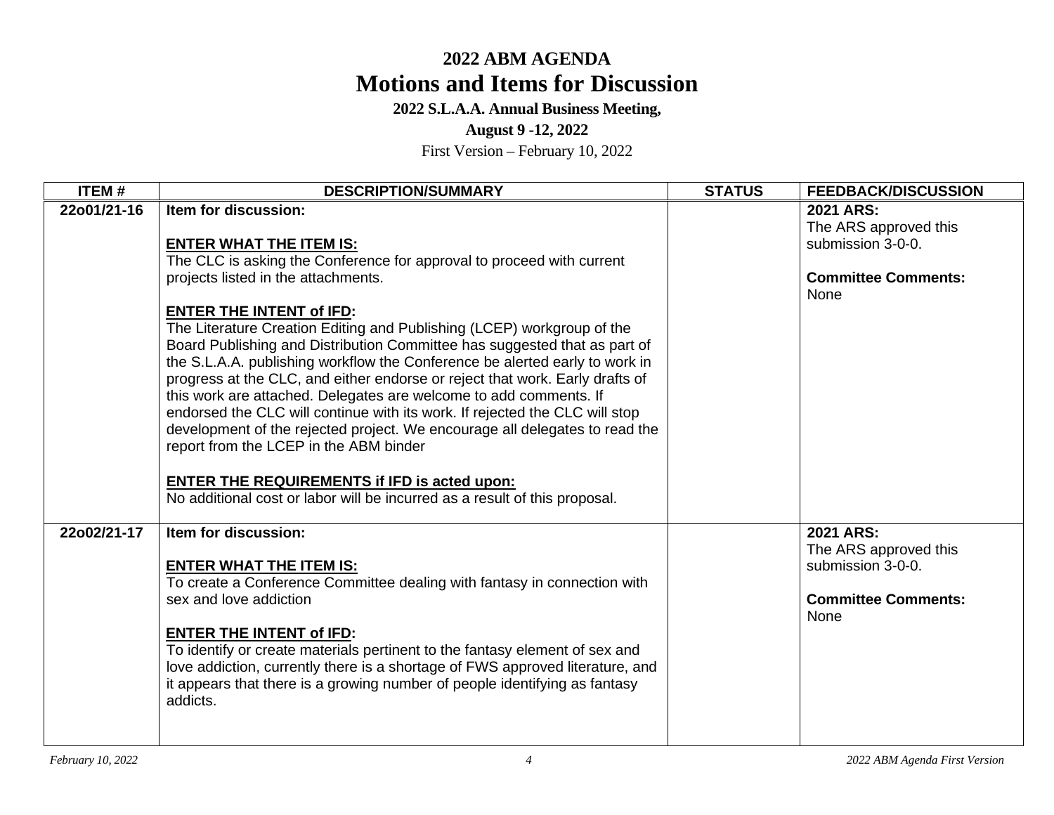# 2022 ABM AGENDA

# Motions and Items for Discussion

**2022 S.L.A.A. Annual Business Meeting,**

**August 9 -12, 2022**

First Version – February 10, 2022

| ITEM # | DESCRIPTION/SUMMARY | STATUS | FEEDBACK/DISCUSSION |
|---|---|---|---|
| **22o01/21-16** | **Item for discussion:**<br><br>**ENTER WHAT THE ITEM IS:**<br>The CLC is asking the Conference for approval to proceed with current projects listed in the attachments.<br><br>**ENTER THE INTENT of IFD:**<br>The Literature Creation Editing and Publishing (LCEP) workgroup of the Board Publishing and Distribution Committee has suggested that as part of the S.L.A.A. publishing workflow the Conference be alerted early to work in progress at the CLC, and either endorse or reject that work. Early drafts of this work are attached. Delegates are welcome to add comments. If endorsed the CLC will continue with its work. If rejected the CLC will stop development of the rejected project. We encourage all delegates to read the report from the LCEP in the ABM binder<br><br>**ENTER THE REQUIREMENTS if IFD is acted upon:**<br>No additional cost or labor will be incurred as a result of this proposal. | | **2021 ARS:**<br>The ARS approved this submission 3-0-0.<br><br>**Committee Comments:**<br>None |
| **22o02/21-17** | **Item for discussion:**<br><br>**ENTER WHAT THE ITEM IS:**<br>To create a Conference Committee dealing with fantasy in connection with sex and love addiction<br><br>**ENTER THE INTENT of IFD:**<br>To identify or create materials pertinent to the fantasy element of sex and love addiction, currently there is a shortage of FWS approved literature, and it appears that there is a growing number of people identifying as fantasy addicts. | | **2021 ARS:**<br>The ARS approved this submission 3-0-0.<br><br>**Committee Comments:**<br>None |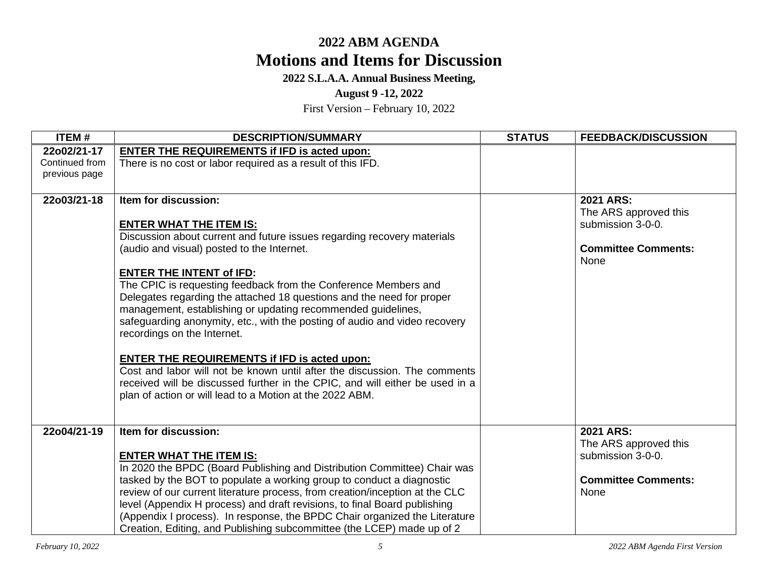# 2022 ABM AGENDA

# Motions and Items for Discussion

**2022 S.L.A.A. Annual Business Meeting,**

**August 9 -12, 2022**

First Version – February 10, 2022

| ITEM # | DESCRIPTION/SUMMARY | STATUS | FEEDBACK/DISCUSSION |
|---|---|---|---|
| **22o02/21-17** Continued from previous page | **ENTER THE REQUIREMENTS if IFD is acted upon:** There is no cost or labor required as a result of this IFD. | | |
| **22o03/21-18** | **Item for discussion:**<br><br>**ENTER WHAT THE ITEM IS:**<br>Discussion about current and future issues regarding recovery materials (audio and visual) posted to the Internet.<br><br>**ENTER THE INTENT of IFD:**<br>The CPIC is requesting feedback from the Conference Members and Delegates regarding the attached 18 questions and the need for proper management, establishing or updating recommended guidelines, safeguarding anonymity, etc., with the posting of audio and video recovery recordings on the Internet.<br><br>**ENTER THE REQUIREMENTS if IFD is acted upon:**<br>Cost and labor will not be known until after the discussion. The comments received will be discussed further in the CPIC, and will either be used in a plan of action or will lead to a Motion at the 2022 ABM. | | **2021 ARS:**<br>The ARS approved this submission 3-0-0.<br><br>**Committee Comments:**<br>None |
| **22o04/21-19** | **Item for discussion:**<br><br>**ENTER WHAT THE ITEM IS:**<br>In 2020 the BPDC (Board Publishing and Distribution Committee) Chair was tasked by the BOT to populate a working group to conduct a diagnostic review of our current literature process, from creation/inception at the CLC level (Appendix H process) and draft revisions, to final Board publishing (Appendix I process). In response, the BPDC Chair organized the Literature Creation, Editing, and Publishing subcommittee (the LCEP) made up of 2 | | **2021 ARS:**<br>The ARS approved this submission 3-0-0.<br><br>**Committee Comments:**<br>None |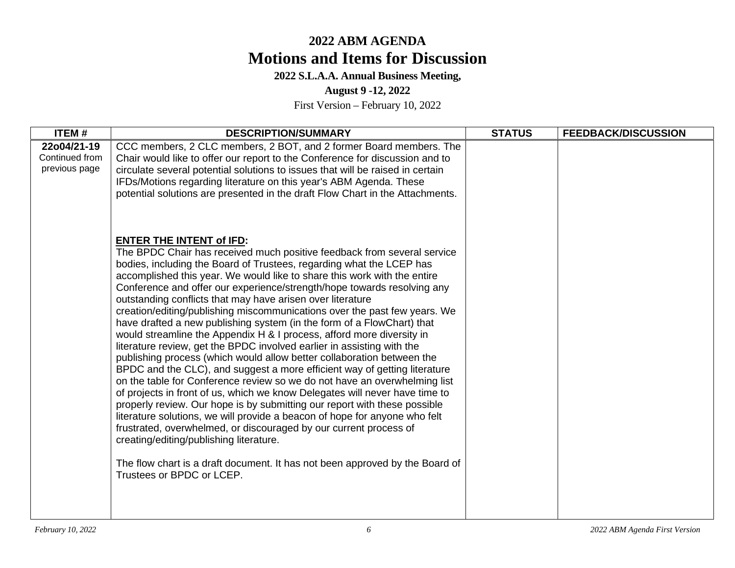# 2022 ABM AGENDA

## Motions and Items for Discussion

**2022 S.L.A.A. Annual Business Meeting,**

**August 9 -12, 2022**

First Version – February 10, 2022

| ITEM # | DESCRIPTION/SUMMARY | STATUS | FEEDBACK/DISCUSSION |
|---|---|---|---|
| **22o04/21-19** Continued from previous page | CCC members, 2 CLC members, 2 BOT, and 2 former Board members. The Chair would like to offer our report to the Conference for discussion and to circulate several potential solutions to issues that will be raised in certain IFDs/Motions regarding literature on this year's ABM Agenda. These potential solutions are presented in the draft Flow Chart in the Attachments.<br><br>**ENTER THE INTENT of IFD:**<br>The BPDC Chair has received much positive feedback from several service bodies, including the Board of Trustees, regarding what the LCEP has accomplished this year. We would like to share this work with the entire Conference and offer our experience/strength/hope towards resolving any outstanding conflicts that may have arisen over literature creation/editing/publishing miscommunications over the past few years. We have drafted a new publishing system (in the form of a FlowChart) that would streamline the Appendix H & I process, afford more diversity in literature review, get the BPDC involved earlier in assisting with the publishing process (which would allow better collaboration between the BPDC and the CLC), and suggest a more efficient way of getting literature on the table for Conference review so we do not have an overwhelming list of projects in front of us, which we know Delegates will never have time to properly review. Our hope is by submitting our report with these possible literature solutions, we will provide a beacon of hope for anyone who felt frustrated, overwhelmed, or discouraged by our current process of creating/editing/publishing literature.<br><br>The flow chart is a draft document. It has not been approved by the Board of Trustees or BPDC or LCEP. | | |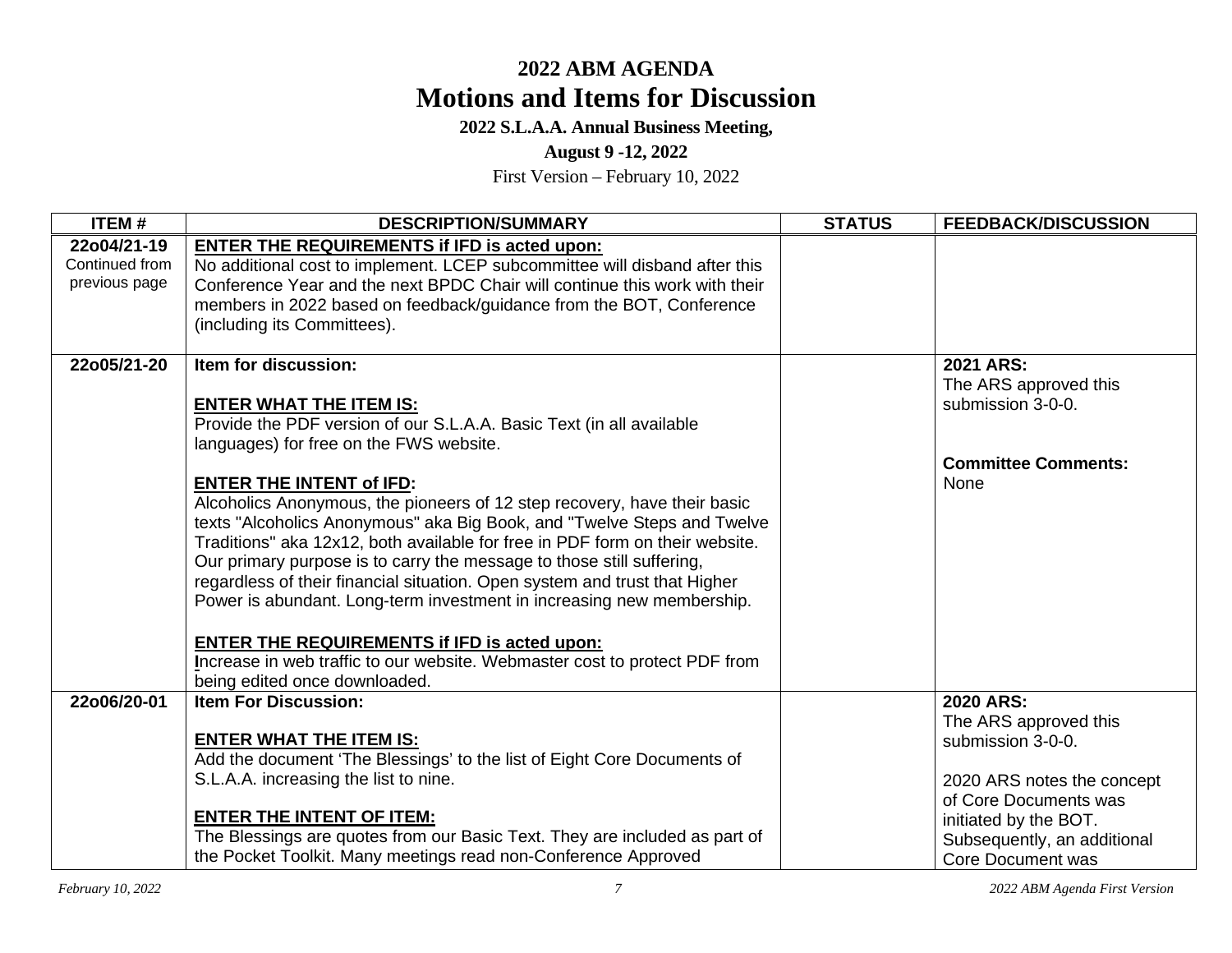# 2022 ABM AGENDA

# Motions and Items for Discussion

**2022 S.L.A.A. Annual Business Meeting,**

**August 9 -12, 2022**

First Version – February 10, 2022

| ITEM # | DESCRIPTION/SUMMARY | STATUS | FEEDBACK/DISCUSSION |
|---|---|---|---|
| **22o04/21-19** Continued from previous page | **ENTER THE REQUIREMENTS if IFD is acted upon:** No additional cost to implement. LCEP subcommittee will disband after this Conference Year and the next BPDC Chair will continue this work with their members in 2022 based on feedback/guidance from the BOT, Conference (including its Committees). | | |
| **22o05/21-20** | **Item for discussion:**<br><br>**ENTER WHAT THE ITEM IS:**<br>Provide the PDF version of our S.L.A.A. Basic Text (in all available languages) for free on the FWS website.<br><br>**ENTER THE INTENT of IFD:**<br>Alcoholics Anonymous, the pioneers of 12 step recovery, have their basic texts "Alcoholics Anonymous" aka Big Book, and "Twelve Steps and Twelve Traditions" aka 12x12, both available for free in PDF form on their website. Our primary purpose is to carry the message to those still suffering, regardless of their financial situation. Open system and trust that Higher Power is abundant. Long-term investment in increasing new membership.<br><br>**ENTER THE REQUIREMENTS if IFD is acted upon:**<br>Increase in web traffic to our website. Webmaster cost to protect PDF from being edited once downloaded. | | **2021 ARS:**<br>The ARS approved this submission 3-0-0.<br><br>**Committee Comments:**<br>None |
| **22o06/20-01** | **Item For Discussion:**<br><br>**ENTER WHAT THE ITEM IS:**<br>Add the document 'The Blessings' to the list of Eight Core Documents of S.L.A.A. increasing the list to nine.<br><br>**ENTER THE INTENT OF ITEM:**<br>The Blessings are quotes from our Basic Text. They are included as part of the Pocket Toolkit. Many meetings read non-Conference Approved | | **2020 ARS:**<br>The ARS approved this submission 3-0-0.<br><br>2020 ARS notes the concept of Core Documents was initiated by the BOT. Subsequently, an additional Core Document was |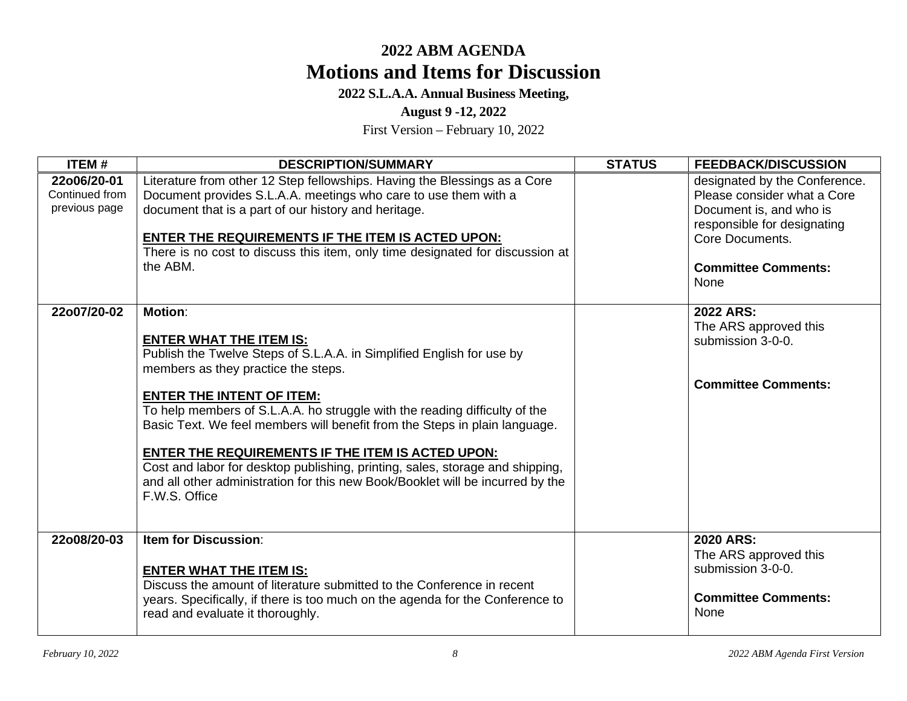# 2022 ABM AGENDA

# Motions and Items for Discussion

**2022 S.L.A.A. Annual Business Meeting,**

**August 9 -12, 2022**

First Version – February 10, 2022

| ITEM # | DESCRIPTION/SUMMARY | STATUS | FEEDBACK/DISCUSSION |
|---|---|---|---|
| **22o06/20-01** Continued from previous page | Literature from other 12 Step fellowships. Having the Blessings as a Core Document provides S.L.A.A. meetings who care to use them with a document that is a part of our history and heritage.<br><br>**ENTER THE REQUIREMENTS IF THE ITEM IS ACTED UPON:**<br>There is no cost to discuss this item, only time designated for discussion at the ABM. | | designated by the Conference. Please consider what a Core Document is, and who is responsible for designating Core Documents.<br><br>**Committee Comments:**<br>None |
| **22o07/20-02** | **Motion**:<br><br>**ENTER WHAT THE ITEM IS:**<br>Publish the Twelve Steps of S.L.A.A. in Simplified English for use by members as they practice the steps.<br><br>**ENTER THE INTENT OF ITEM:**<br>To help members of S.L.A.A. ho struggle with the reading difficulty of the Basic Text. We feel members will benefit from the Steps in plain language.<br><br>**ENTER THE REQUIREMENTS IF THE ITEM IS ACTED UPON:**<br>Cost and labor for desktop publishing, printing, sales, storage and shipping, and all other administration for this new Book/Booklet will be incurred by the F.W.S. Office | | **2022 ARS:**<br>The ARS approved this submission 3-0-0.<br><br>**Committee Comments:** |
| **22o08/20-03** | **Item for Discussion**:<br><br>**ENTER WHAT THE ITEM IS:**<br>Discuss the amount of literature submitted to the Conference in recent years. Specifically, if there is too much on the agenda for the Conference to read and evaluate it thoroughly. | | **2020 ARS:**<br>The ARS approved this submission 3-0-0.<br><br>**Committee Comments:**<br>None |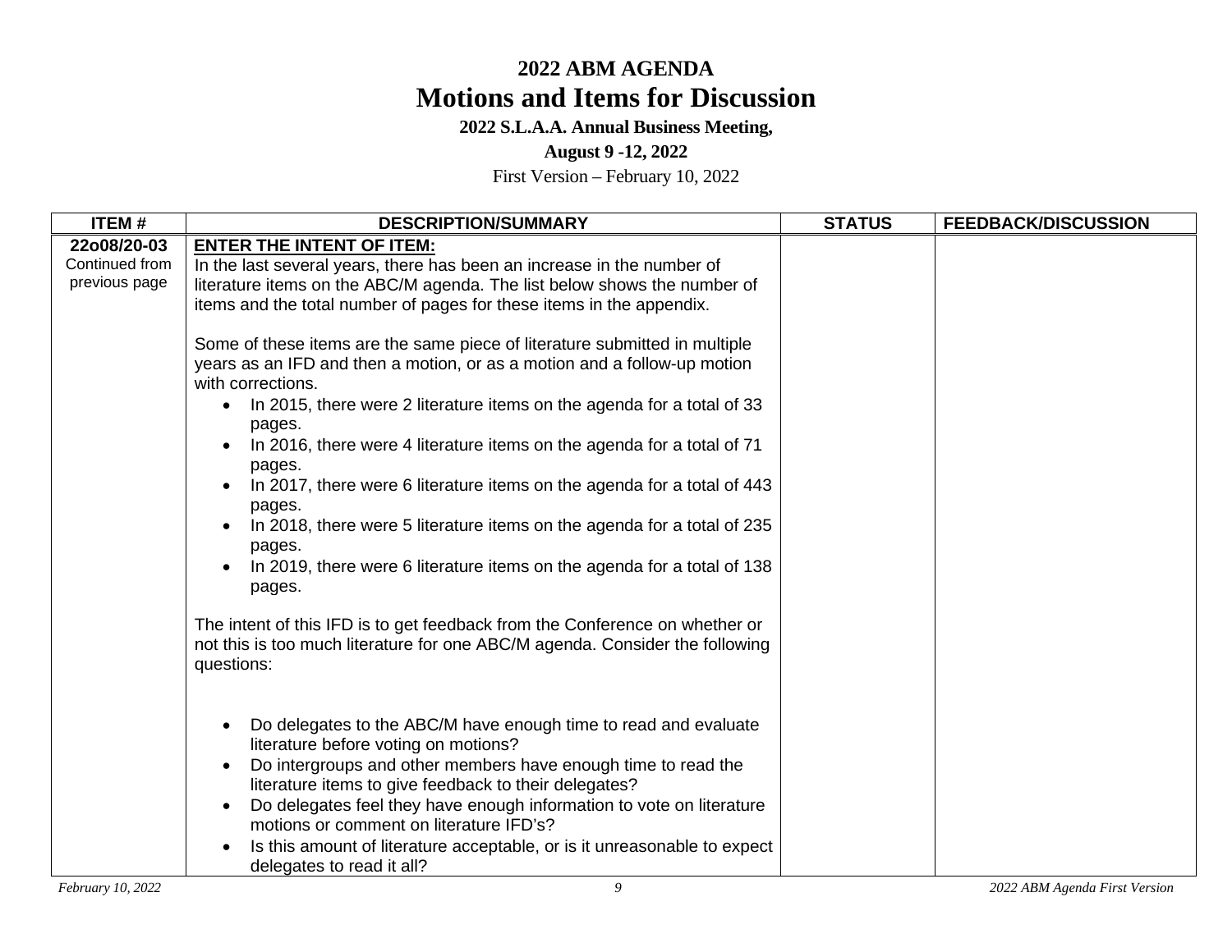# 2022 ABM AGENDA

# Motions and Items for Discussion

**2022 S.L.A.A. Annual Business Meeting,**

**August 9 -12, 2022**

First Version – February 10, 2022

| ITEM # | DESCRIPTION/SUMMARY | STATUS | FEEDBACK/DISCUSSION |
|---|---|---|---|
| **22o08/20-03** Continued from previous page | **ENTER THE INTENT OF ITEM:**<br>In the last several years, there has been an increase in the number of literature items on the ABC/M agenda. The list below shows the number of items and the total number of pages for these items in the appendix.<br><br>Some of these items are the same piece of literature submitted in multiple years as an IFD and then a motion, or as a motion and a follow-up motion with corrections.<br>• In 2015, there were 2 literature items on the agenda for a total of 33 pages.<br>• In 2016, there were 4 literature items on the agenda for a total of 71 pages.<br>• In 2017, there were 6 literature items on the agenda for a total of 443 pages.<br>• In 2018, there were 5 literature items on the agenda for a total of 235 pages.<br>• In 2019, there were 6 literature items on the agenda for a total of 138 pages.<br><br>The intent of this IFD is to get feedback from the Conference on whether or not this is too much literature for one ABC/M agenda. Consider the following questions:<br><br>• Do delegates to the ABC/M have enough time to read and evaluate literature before voting on motions?<br>• Do intergroups and other members have enough time to read the literature items to give feedback to their delegates?<br>• Do delegates feel they have enough information to vote on literature motions or comment on literature IFD's?<br>• Is this amount of literature acceptable, or is it unreasonable to expect delegates to read it all? | | |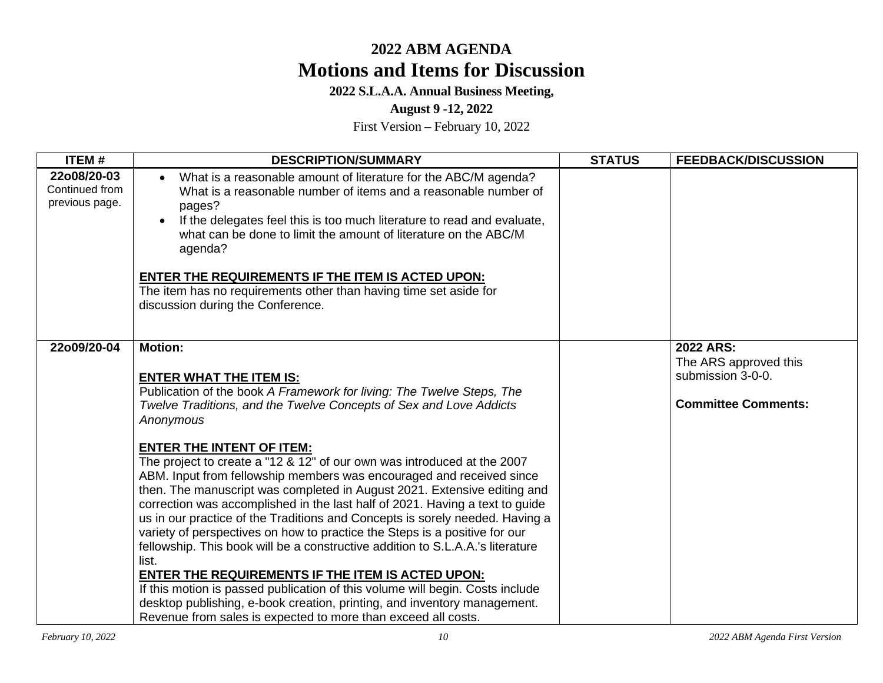# 2022 ABM AGENDA

# Motions and Items for Discussion

**2022 S.L.A.A. Annual Business Meeting,**

**August 9 -12, 2022**

First Version – February 10, 2022

| ITEM # | DESCRIPTION/SUMMARY | STATUS | FEEDBACK/DISCUSSION |
|---|---|---|---|
| **22o08/20-03** Continued from previous page. | • What is a reasonable amount of literature for the ABC/M agenda? What is a reasonable number of items and a reasonable number of pages?<br>• If the delegates feel this is too much literature to read and evaluate, what can be done to limit the amount of literature on the ABC/M agenda?<br><br>**ENTER THE REQUIREMENTS IF THE ITEM IS ACTED UPON:**<br>The item has no requirements other than having time set aside for discussion during the Conference. | | |
| **22o09/20-04** | **Motion:**<br><br>**ENTER WHAT THE ITEM IS:**<br>Publication of the book *A Framework for living: The Twelve Steps, The Twelve Traditions, and the Twelve Concepts of Sex and Love Addicts Anonymous*<br><br>**ENTER THE INTENT OF ITEM:**<br>The project to create a "12 & 12" of our own was introduced at the 2007 ABM. Input from fellowship members was encouraged and received since then. The manuscript was completed in August 2021. Extensive editing and correction was accomplished in the last half of 2021. Having a text to guide us in our practice of the Traditions and Concepts is sorely needed. Having a variety of perspectives on how to practice the Steps is a positive for our fellowship. This book will be a constructive addition to S.L.A.A.'s literature list.<br>**ENTER THE REQUIREMENTS IF THE ITEM IS ACTED UPON:**<br>If this motion is passed publication of this volume will begin. Costs include desktop publishing, e-book creation, printing, and inventory management. Revenue from sales is expected to more than exceed all costs. | | **2022 ARS:**<br>The ARS approved this submission 3-0-0.<br><br>**Committee Comments:** |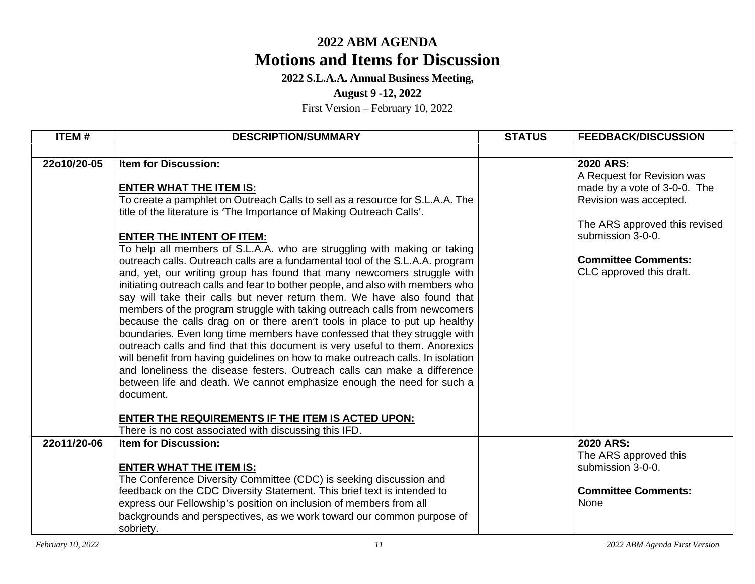# 2022 ABM AGENDA

# Motions and Items for Discussion

**2022 S.L.A.A. Annual Business Meeting,**

**August 9 -12, 2022**

First Version – February 10, 2022

| ITEM # | DESCRIPTION/SUMMARY | STATUS | FEEDBACK/DISCUSSION |
|---|---|---|---|
| | | | |
| 22o10/20-05 | **Item for Discussion:**<br><br>**ENTER WHAT THE ITEM IS:**<br>To create a pamphlet on Outreach Calls to sell as a resource for S.L.A.A. The title of the literature is 'The Importance of Making Outreach Calls'.<br><br>**ENTER THE INTENT OF ITEM:**<br>To help all members of S.L.A.A. who are struggling with making or taking outreach calls. Outreach calls are a fundamental tool of the S.L.A.A. program and, yet, our writing group has found that many newcomers struggle with initiating outreach calls and fear to bother people, and also with members who say will take their calls but never return them. We have also found that members of the program struggle with taking outreach calls from newcomers because the calls drag on or there aren't tools in place to put up healthy boundaries. Even long time members have confessed that they struggle with outreach calls and find that this document is very useful to them. Anorexics will benefit from having guidelines on how to make outreach calls. In isolation and loneliness the disease festers. Outreach calls can make a difference between life and death. We cannot emphasize enough the need for such a document.<br><br>**ENTER THE REQUIREMENTS IF THE ITEM IS ACTED UPON:**<br>There is no cost associated with discussing this IFD. | | **2020 ARS:**<br>A Request for Revision was made by a vote of 3-0-0. The Revision was accepted.<br><br>The ARS approved this revised submission 3-0-0.<br><br>**Committee Comments:**<br>CLC approved this draft. |
| 22o11/20-06 | **Item for Discussion:**<br><br>**ENTER WHAT THE ITEM IS:**<br>The Conference Diversity Committee (CDC) is seeking discussion and feedback on the CDC Diversity Statement. This brief text is intended to express our Fellowship's position on inclusion of members from all backgrounds and perspectives, as we work toward our common purpose of sobriety. | | **2020 ARS:**<br>The ARS approved this submission 3-0-0.<br><br>**Committee Comments:**<br>None |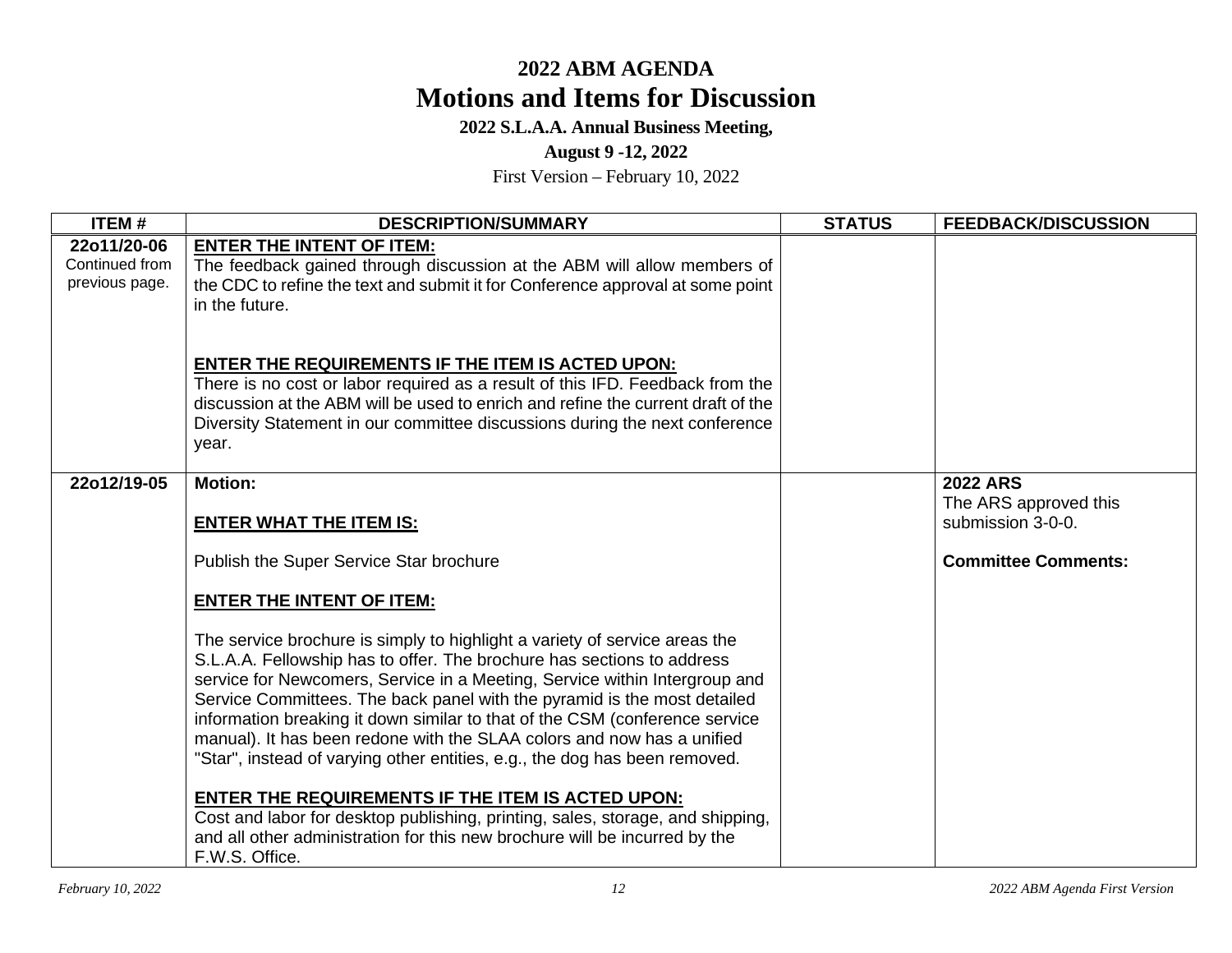# 2022 ABM AGENDA

## Motions and Items for Discussion

**2022 S.L.A.A. Annual Business Meeting,**

**August 9 -12, 2022**

First Version – February 10, 2022

| ITEM # | DESCRIPTION/SUMMARY | STATUS | FEEDBACK/DISCUSSION |
|---|---|---|---|
| **22o11/20-06** Continued from previous page. | **ENTER THE INTENT OF ITEM:** The feedback gained through discussion at the ABM will allow members of the CDC to refine the text and submit it for Conference approval at some point in the future. <br><br> **ENTER THE REQUIREMENTS IF THE ITEM IS ACTED UPON:** There is no cost or labor required as a result of this IFD. Feedback from the discussion at the ABM will be used to enrich and refine the current draft of the Diversity Statement in our committee discussions during the next conference year. | | |
| **22o12/19-05** | **Motion:** <br><br> **ENTER WHAT THE ITEM IS:** <br><br> Publish the Super Service Star brochure <br><br> **ENTER THE INTENT OF ITEM:** <br><br> The service brochure is simply to highlight a variety of service areas the S.L.A.A. Fellowship has to offer. The brochure has sections to address service for Newcomers, Service in a Meeting, Service within Intergroup and Service Committees. The back panel with the pyramid is the most detailed information breaking it down similar to that of the CSM (conference service manual). It has been redone with the SLAA colors and now has a unified "Star", instead of varying other entities, e.g., the dog has been removed. <br><br> **ENTER THE REQUIREMENTS IF THE ITEM IS ACTED UPON:** Cost and labor for desktop publishing, printing, sales, storage, and shipping, and all other administration for this new brochure will be incurred by the F.W.S. Office. | | **2022 ARS** The ARS approved this submission 3-0-0. <br><br> **Committee Comments:** |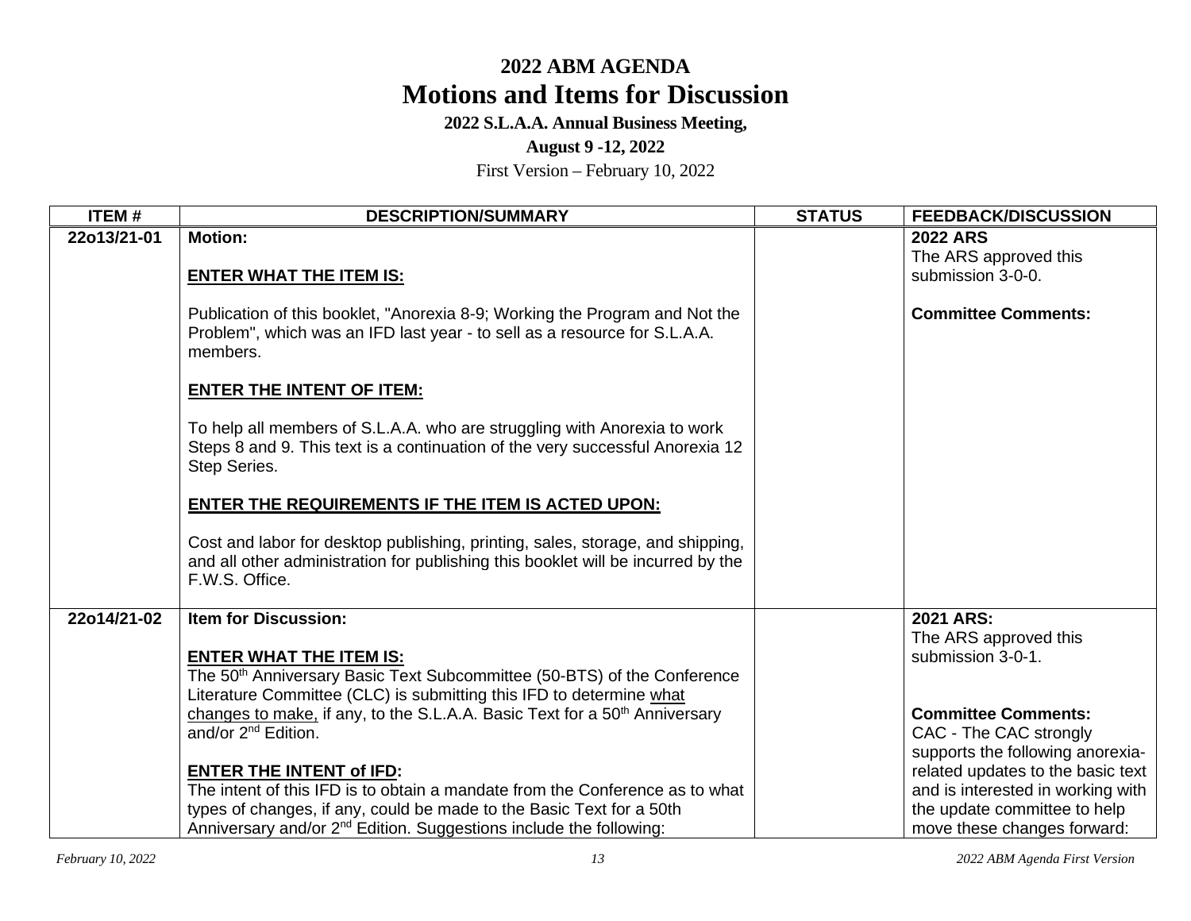# 2022 ABM AGENDA
## Motions and Items for Discussion
**2022 S.L.A.A. Annual Business Meeting,**

**August 9 -12, 2022**

First Version – February 10, 2022

| ITEM # | DESCRIPTION/SUMMARY | STATUS | FEEDBACK/DISCUSSION |
|---|---|---|---|
| 22o13/21-01 | **Motion:**<br><br>**ENTER WHAT THE ITEM IS:**<br><br>Publication of this booklet, "Anorexia 8-9; Working the Program and Not the Problem", which was an IFD last year - to sell as a resource for S.L.A.A. members.<br><br>**ENTER THE INTENT OF ITEM:**<br><br>To help all members of S.L.A.A. who are struggling with Anorexia to work Steps 8 and 9. This text is a continuation of the very successful Anorexia 12 Step Series.<br><br>**ENTER THE REQUIREMENTS IF THE ITEM IS ACTED UPON:**<br><br>Cost and labor for desktop publishing, printing, sales, storage, and shipping, and all other administration for publishing this booklet will be incurred by the F.W.S. Office. | | **2022 ARS**<br>The ARS approved this submission 3-0-0.<br><br>**Committee Comments:** |
| 22o14/21-02 | **Item for Discussion:**<br><br>**ENTER WHAT THE ITEM IS:**<br>The 50th Anniversary Basic Text Subcommittee (50-BTS) of the Conference Literature Committee (CLC) is submitting this IFD to determine what changes to make, if any, to the S.L.A.A. Basic Text for a 50th Anniversary and/or 2nd Edition.<br><br>**ENTER THE INTENT of IFD:**<br>The intent of this IFD is to obtain a mandate from the Conference as to what types of changes, if any, could be made to the Basic Text for a 50th Anniversary and/or 2nd Edition. Suggestions include the following: | | **2021 ARS:**<br>The ARS approved this submission 3-0-1.<br><br>**Committee Comments:**<br>CAC - The CAC strongly supports the following anorexia-related updates to the basic text and is interested in working with the update committee to help move these changes forward: |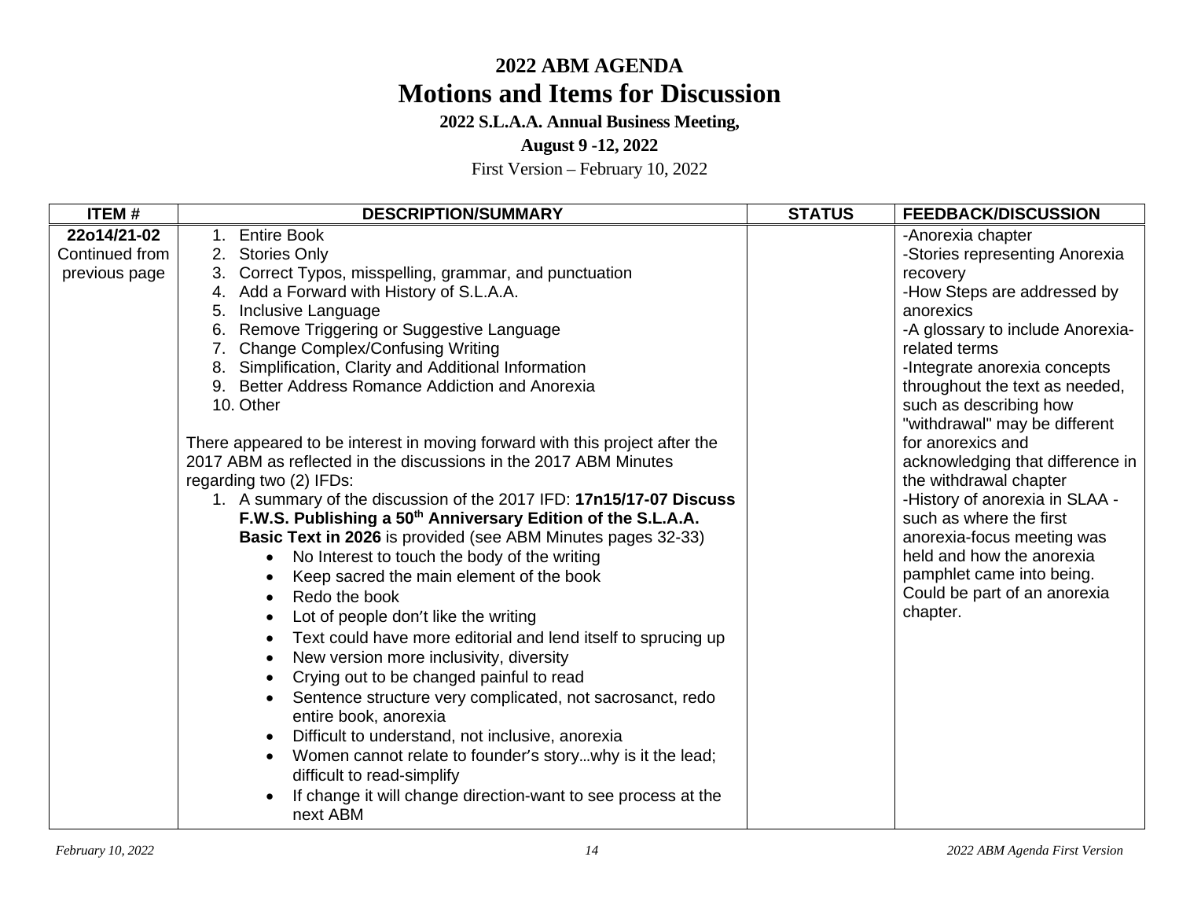# 2022 ABM AGENDA

# Motions and Items for Discussion

**2022 S.L.A.A. Annual Business Meeting,**

**August 9 -12, 2022**

First Version – February 10, 2022

| ITEM # | DESCRIPTION/SUMMARY | STATUS | FEEDBACK/DISCUSSION |
|---|---|---|---|
| **22o14/21-02** Continued from previous page | 1. Entire Book<br>2. Stories Only<br>3. Correct Typos, misspelling, grammar, and punctuation<br>4. Add a Forward with History of S.L.A.A.<br>5. Inclusive Language<br>6. Remove Triggering or Suggestive Language<br>7. Change Complex/Confusing Writing<br>8. Simplification, Clarity and Additional Information<br>9. Better Address Romance Addiction and Anorexia<br>10. Other<br><br>There appeared to be interest in moving forward with this project after the 2017 ABM as reflected in the discussions in the 2017 ABM Minutes regarding two (2) IFDs:<br>1. A summary of the discussion of the 2017 IFD: **17n15/17-07 Discuss F.W.S. Publishing a 50th Anniversary Edition of the S.L.A.A. Basic Text in 2026** is provided (see ABM Minutes pages 32-33)<br>• No Interest to touch the body of the writing<br>• Keep sacred the main element of the book<br>• Redo the book<br>• Lot of people don't like the writing<br>• Text could have more editorial and lend itself to sprucing up<br>• New version more inclusivity, diversity<br>• Crying out to be changed painful to read<br>• Sentence structure very complicated, not sacrosanct, redo entire book, anorexia<br>• Difficult to understand, not inclusive, anorexia<br>• Women cannot relate to founder's story…why is it the lead; difficult to read-simplify<br>• If change it will change direction-want to see process at the next ABM | | -Anorexia chapter<br>-Stories representing Anorexia recovery<br>-How Steps are addressed by anorexics<br>-A glossary to include Anorexia-related terms<br>-Integrate anorexia concepts throughout the text as needed, such as describing how "withdrawal" may be different for anorexics and acknowledging that difference in the withdrawal chapter<br>-History of anorexia in SLAA - such as where the first anorexia-focus meeting was held and how the anorexia pamphlet came into being. Could be part of an anorexia chapter. |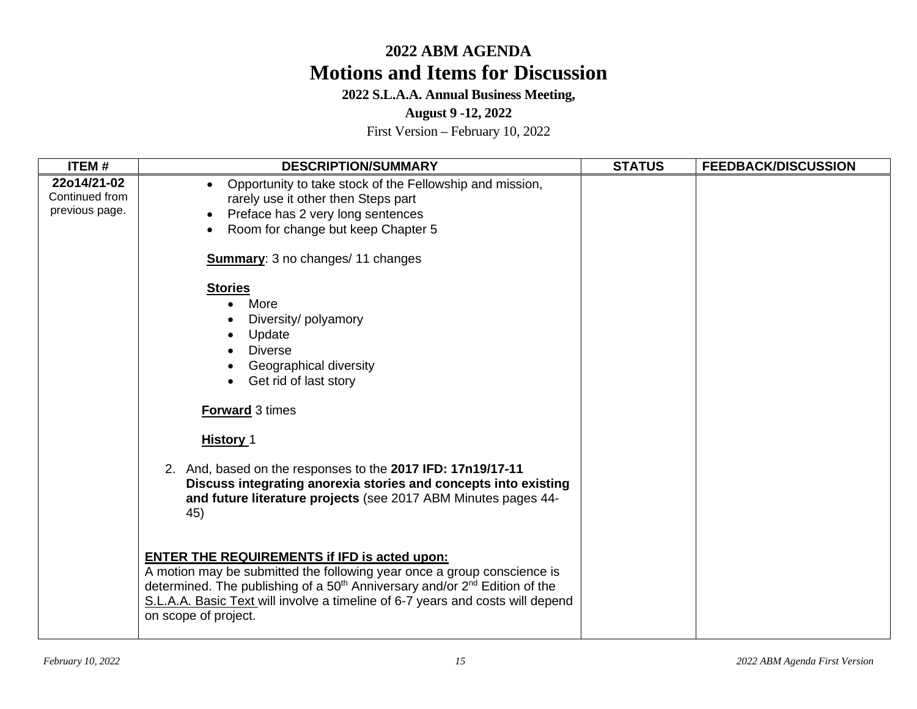# 2022 ABM AGENDA

## Motions and Items for Discussion

**2022 S.L.A.A. Annual Business Meeting,**

**August 9 -12, 2022**

First Version – February 10, 2022

| ITEM # | DESCRIPTION/SUMMARY | STATUS | FEEDBACK/DISCUSSION |
|---|---|---|---|
| **22o14/21-02** Continued from previous page. | • Opportunity to take stock of the Fellowship and mission, rarely use it other then Steps part<br>• Preface has 2 very long sentences<br>• Room for change but keep Chapter 5<br><br>**Summary**: 3 no changes/ 11 changes<br><br>**Stories**<br>• More<br>• Diversity/ polyamory<br>• Update<br>• Diverse<br>• Geographical diversity<br>• Get rid of last story<br><br>**Forward** 3 times<br><br>**History** 1<br><br>2. And, based on the responses to the **2017 IFD: 17n19/17-11 Discuss integrating anorexia stories and concepts into existing and future literature projects** (see 2017 ABM Minutes pages 44-45)<br><br>**ENTER THE REQUIREMENTS if IFD is acted upon:**<br>A motion may be submitted the following year once a group conscience is determined. The publishing of a 50th Anniversary and/or 2nd Edition of the S.L.A.A. Basic Text will involve a timeline of 6-7 years and costs will depend on scope of project. | | |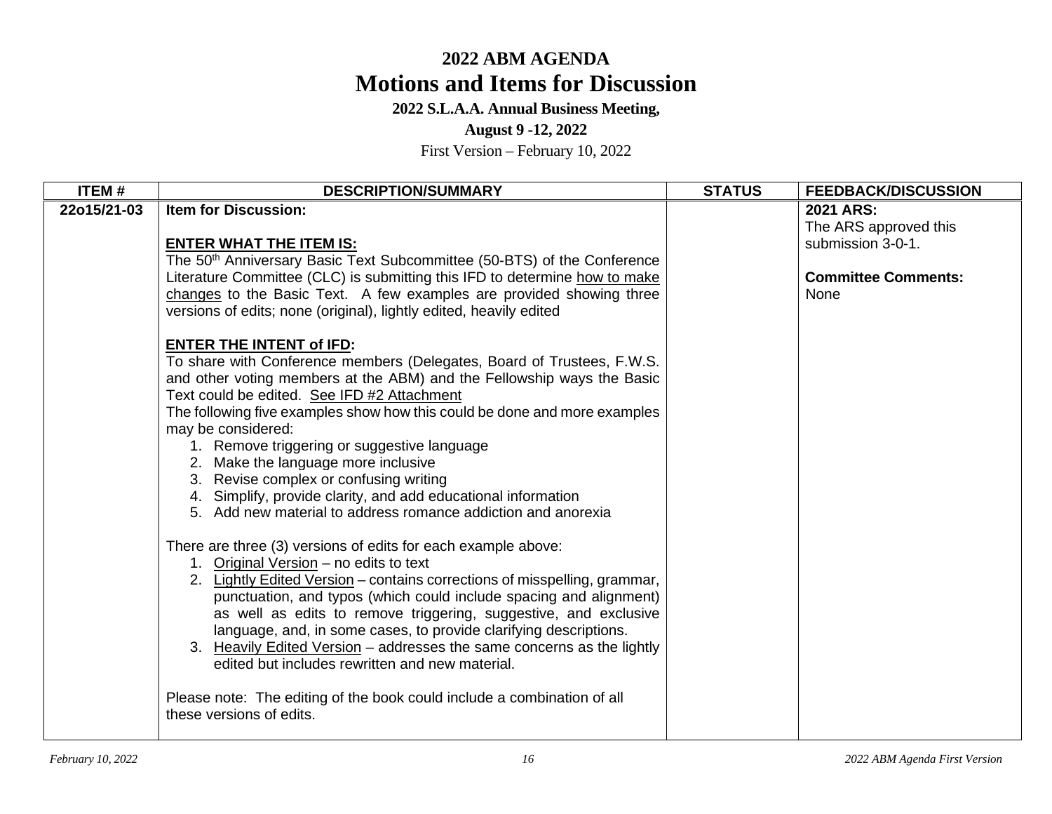# 2022 ABM AGENDA

# Motions and Items for Discussion

**2022 S.L.A.A. Annual Business Meeting,**

**August 9 -12, 2022**

First Version – February 10, 2022

| ITEM # | DESCRIPTION/SUMMARY | STATUS | FEEDBACK/DISCUSSION |
|---|---|---|---|
| **22o15/21-03** | **Item for Discussion:**<br><br>**ENTER WHAT THE ITEM IS:**<br>The 50th Anniversary Basic Text Subcommittee (50-BTS) of the Conference Literature Committee (CLC) is submitting this IFD to determine how to make changes to the Basic Text. A few examples are provided showing three versions of edits; none (original), lightly edited, heavily edited<br><br>**ENTER THE INTENT of IFD:**<br>To share with Conference members (Delegates, Board of Trustees, F.W.S. and other voting members at the ABM) and the Fellowship ways the Basic Text could be edited. See IFD #2 Attachment<br>The following five examples show how this could be done and more examples may be considered:<br>1. Remove triggering or suggestive language<br>2. Make the language more inclusive<br>3. Revise complex or confusing writing<br>4. Simplify, provide clarity, and add educational information<br>5. Add new material to address romance addiction and anorexia<br><br>There are three (3) versions of edits for each example above:<br>1. Original Version – no edits to text<br>2. Lightly Edited Version – contains corrections of misspelling, grammar, punctuation, and typos (which could include spacing and alignment) as well as edits to remove triggering, suggestive, and exclusive language, and, in some cases, to provide clarifying descriptions.<br>3. Heavily Edited Version – addresses the same concerns as the lightly edited but includes rewritten and new material.<br><br>Please note: The editing of the book could include a combination of all these versions of edits. | | **2021 ARS:**<br>The ARS approved this submission 3-0-1.<br><br>**Committee Comments:**<br>None |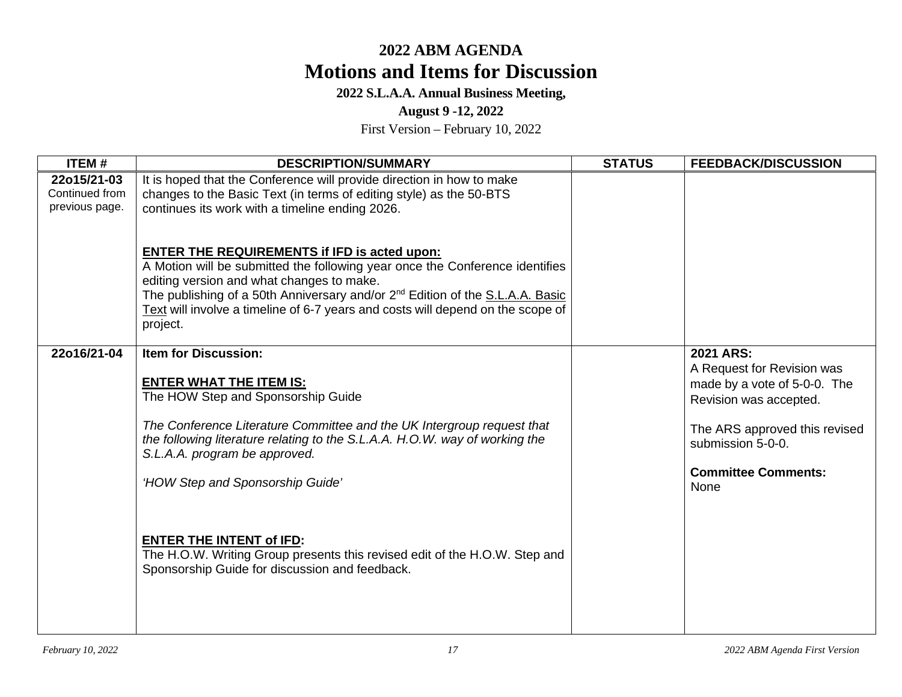# 2022 ABM AGENDA

## Motions and Items for Discussion

**2022 S.L.A.A. Annual Business Meeting,**

**August 9 -12, 2022**

First Version – February 10, 2022

| ITEM # | DESCRIPTION/SUMMARY | STATUS | FEEDBACK/DISCUSSION |
|---|---|---|---|
| **22o15/21-03** Continued from previous page. | It is hoped that the Conference will provide direction in how to make changes to the Basic Text (in terms of editing style) as the 50-BTS continues its work with a timeline ending 2026.<br><br>**ENTER THE REQUIREMENTS if IFD is acted upon:**<br>A Motion will be submitted the following year once the Conference identifies editing version and what changes to make.<br>The publishing of a 50th Anniversary and/or 2nd Edition of the S.L.A.A. Basic Text will involve a timeline of 6-7 years and costs will depend on the scope of project. | | |
| **22o16/21-04** | **Item for Discussion:**<br><br>**ENTER WHAT THE ITEM IS:**<br>The HOW Step and Sponsorship Guide<br><br>*The Conference Literature Committee and the UK Intergroup request that the following literature relating to the S.L.A.A. H.O.W. way of working the S.L.A.A. program be approved.*<br><br>*'HOW Step and Sponsorship Guide'*<br><br>**ENTER THE INTENT of IFD:**<br>The H.O.W. Writing Group presents this revised edit of the H.O.W. Step and Sponsorship Guide for discussion and feedback. | | **2021 ARS:**<br>A Request for Revision was made by a vote of 5-0-0. The Revision was accepted.<br><br>The ARS approved this revised submission 5-0-0.<br><br>**Committee Comments:**<br>None |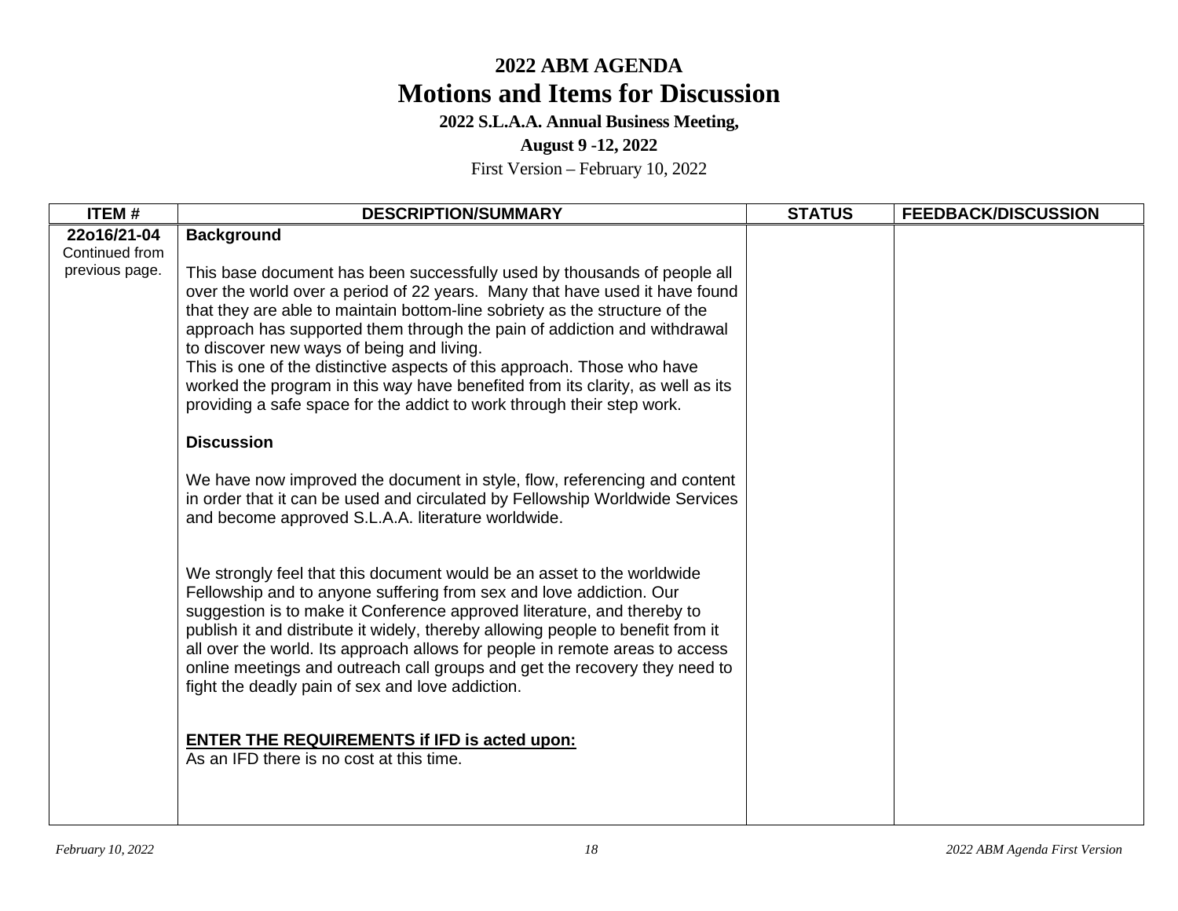# 2022 ABM AGENDA

## Motions and Items for Discussion

**2022 S.L.A.A. Annual Business Meeting,**

**August 9 -12, 2022**

First Version – February 10, 2022

| ITEM # | DESCRIPTION/SUMMARY | STATUS | FEEDBACK/DISCUSSION |
|---|---|---|---|
| **22o16/21-04** Continued from previous page. | **Background**<br><br>This base document has been successfully used by thousands of people all over the world over a period of 22 years. Many that have used it have found that they are able to maintain bottom-line sobriety as the structure of the approach has supported them through the pain of addiction and withdrawal to discover new ways of being and living.<br>This is one of the distinctive aspects of this approach. Those who have worked the program in this way have benefited from its clarity, as well as its providing a safe space for the addict to work through their step work.<br><br>**Discussion**<br><br>We have now improved the document in style, flow, referencing and content in order that it can be used and circulated by Fellowship Worldwide Services and become approved S.L.A.A. literature worldwide.<br><br>We strongly feel that this document would be an asset to the worldwide Fellowship and to anyone suffering from sex and love addiction. Our suggestion is to make it Conference approved literature, and thereby to publish it and distribute it widely, thereby allowing people to benefit from it all over the world. Its approach allows for people in remote areas to access online meetings and outreach call groups and get the recovery they need to fight the deadly pain of sex and love addiction.<br><br><u>**ENTER THE REQUIREMENTS if IFD is acted upon:**</u><br>As an IFD there is no cost at this time. | | |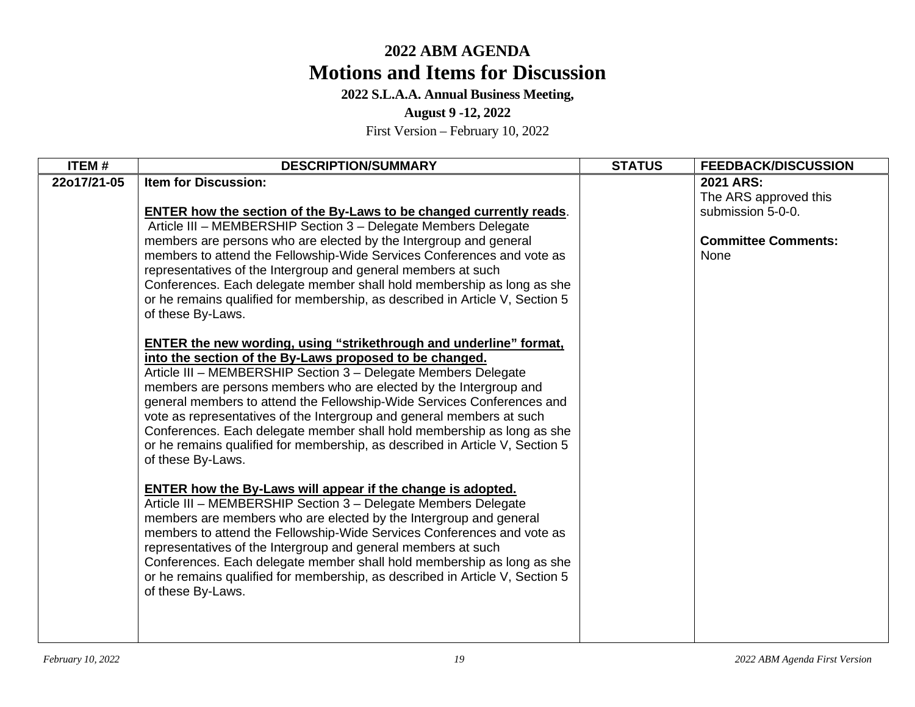# 2022 ABM AGENDA

# Motions and Items for Discussion

**2022 S.L.A.A. Annual Business Meeting,**

**August 9 -12, 2022**

First Version – February 10, 2022

| ITEM # | DESCRIPTION/SUMMARY | STATUS | FEEDBACK/DISCUSSION |
|---|---|---|---|
| 22o17/21-05 | **Item for Discussion:**<br><br>**ENTER how the section of the By-Laws to be changed currently reads**.<br>Article III – MEMBERSHIP Section 3 – Delegate Members Delegate members are persons who are elected by the Intergroup and general members to attend the Fellowship-Wide Services Conferences and vote as representatives of the Intergroup and general members at such Conferences. Each delegate member shall hold membership as long as she or he remains qualified for membership, as described in Article V, Section 5 of these By-Laws.<br><br>**ENTER the new wording, using "strikethrough and underline" format, into the section of the By-Laws proposed to be changed.**<br>Article III – MEMBERSHIP Section 3 – Delegate Members Delegate members are persons members who are elected by the Intergroup and general members to attend the Fellowship-Wide Services Conferences and vote as representatives of the Intergroup and general members at such Conferences. Each delegate member shall hold membership as long as she or he remains qualified for membership, as described in Article V, Section 5 of these By-Laws.<br><br>**ENTER how the By-Laws will appear if the change is adopted.**<br>Article III – MEMBERSHIP Section 3 – Delegate Members Delegate members are members who are elected by the Intergroup and general members to attend the Fellowship-Wide Services Conferences and vote as representatives of the Intergroup and general members at such Conferences. Each delegate member shall hold membership as long as she or he remains qualified for membership, as described in Article V, Section 5 of these By-Laws. | | **2021 ARS:**<br>The ARS approved this submission 5-0-0.<br><br>**Committee Comments:**<br>None |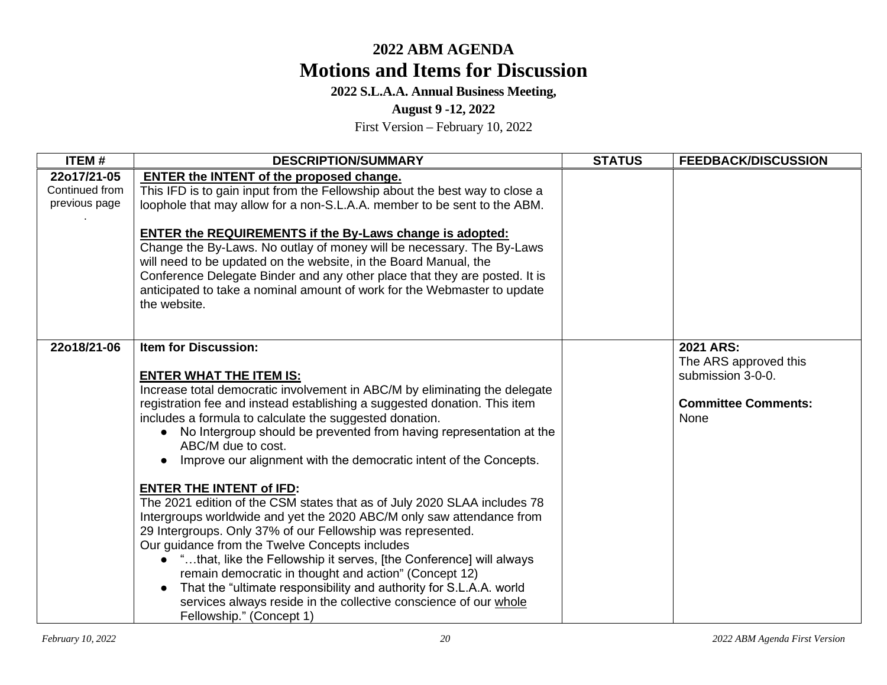# 2022 ABM AGENDA

## Motions and Items for Discussion

**2022 S.L.A.A. Annual Business Meeting,**

**August 9 -12, 2022**

First Version – February 10, 2022

| ITEM # | DESCRIPTION/SUMMARY | STATUS | FEEDBACK/DISCUSSION |
|---|---|---|---|
| **22o17/21-05** Continued from previous page . | **ENTER the INTENT of the proposed change.** This IFD is to gain input from the Fellowship about the best way to close a loophole that may allow for a non-S.L.A.A. member to be sent to the ABM.<br><br>**ENTER the REQUIREMENTS if the By-Laws change is adopted:** Change the By-Laws. No outlay of money will be necessary. The By-Laws will need to be updated on the website, in the Board Manual, the Conference Delegate Binder and any other place that they are posted. It is anticipated to take a nominal amount of work for the Webmaster to update the website. | | |
| **22o18/21-06** | **Item for Discussion:**<br><br>**ENTER WHAT THE ITEM IS:** Increase total democratic involvement in ABC/M by eliminating the delegate registration fee and instead establishing a suggested donation. This item includes a formula to calculate the suggested donation.<br>• No Intergroup should be prevented from having representation at the ABC/M due to cost.<br>• Improve our alignment with the democratic intent of the Concepts.<br><br>**ENTER THE INTENT of IFD:** The 2021 edition of the CSM states that as of July 2020 SLAA includes 78 Intergroups worldwide and yet the 2020 ABC/M only saw attendance from 29 Intergroups. Only 37% of our Fellowship was represented. Our guidance from the Twelve Concepts includes<br>• "…that, like the Fellowship it serves, [the Conference] will always remain democratic in thought and action" (Concept 12)<br>• That the "ultimate responsibility and authority for S.L.A.A. world services always reside in the collective conscience of our whole Fellowship." (Concept 1) | | **2021 ARS:** The ARS approved this submission 3-0-0.<br><br>**Committee Comments:** None |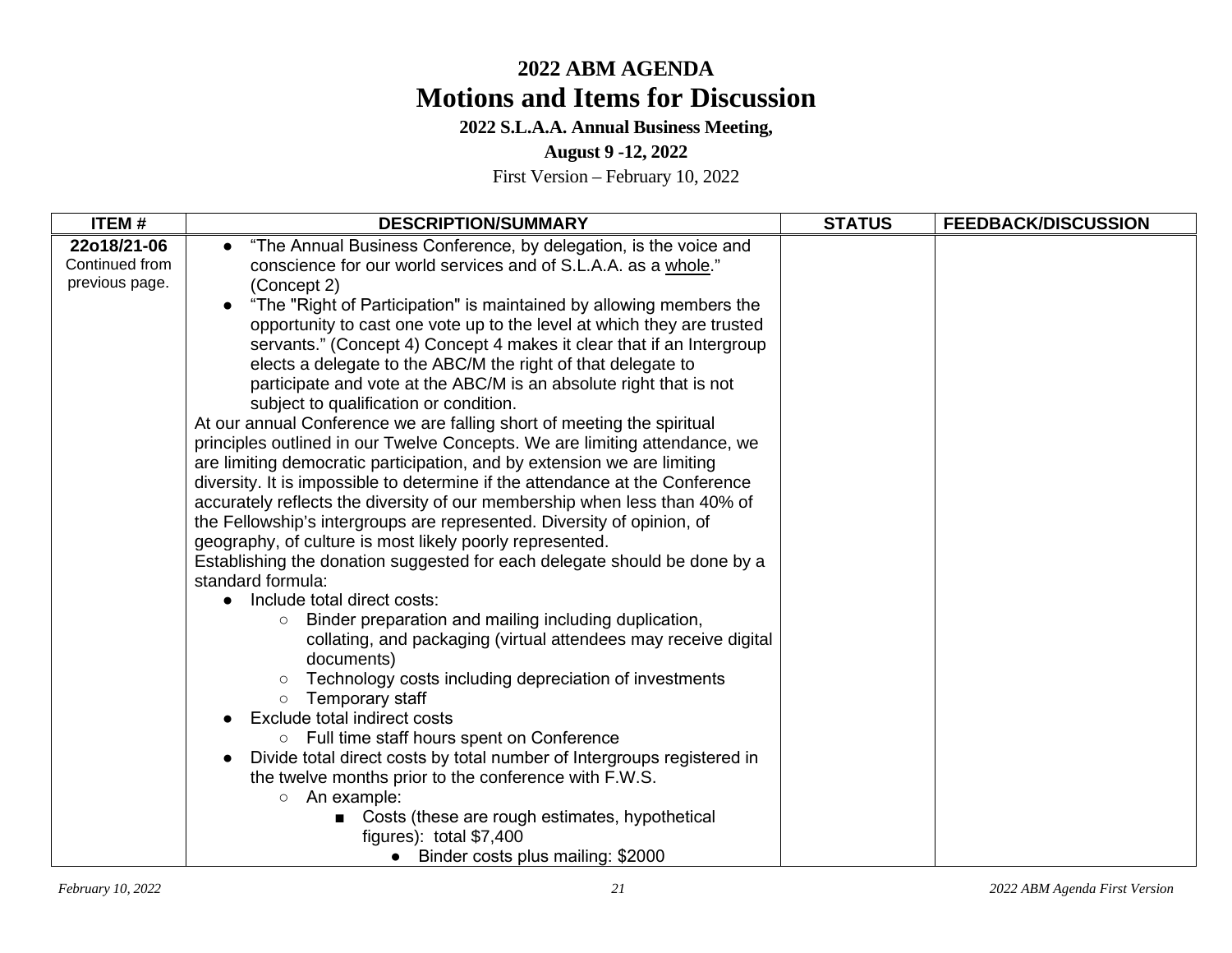# 2022 ABM AGENDA

# Motions and Items for Discussion

**2022 S.L.A.A. Annual Business Meeting,**

**August 9 -12, 2022**

First Version – February 10, 2022

| ITEM # | DESCRIPTION/SUMMARY | STATUS | FEEDBACK/DISCUSSION |
|---|---|---|---|
| **22o18/21-06** Continued from previous page. | ● "The Annual Business Conference, by delegation, is the voice and conscience for our world services and of S.L.A.A. as a <u>whole</u>." (Concept 2)<br>● "The "Right of Participation" is maintained by allowing members the opportunity to cast one vote up to the level at which they are trusted servants." (Concept 4) Concept 4 makes it clear that if an Intergroup elects a delegate to the ABC/M the right of that delegate to participate and vote at the ABC/M is an absolute right that is not subject to qualification or condition.<br>At our annual Conference we are falling short of meeting the spiritual principles outlined in our Twelve Concepts. We are limiting attendance, we are limiting democratic participation, and by extension we are limiting diversity. It is impossible to determine if the attendance at the Conference accurately reflects the diversity of our membership when less than 40% of the Fellowship's intergroups are represented. Diversity of opinion, of geography, of culture is most likely poorly represented.<br>Establishing the donation suggested for each delegate should be done by a standard formula:<br>● Include total direct costs:<br>&nbsp;&nbsp;&nbsp;&nbsp;○ Binder preparation and mailing including duplication, collating, and packaging (virtual attendees may receive digital documents)<br>&nbsp;&nbsp;&nbsp;&nbsp;○ Technology costs including depreciation of investments<br>&nbsp;&nbsp;&nbsp;&nbsp;○ Temporary staff<br>● Exclude total indirect costs<br>&nbsp;&nbsp;&nbsp;&nbsp;○ Full time staff hours spent on Conference<br>● Divide total direct costs by total number of Intergroups registered in the twelve months prior to the conference with F.W.S.<br>&nbsp;&nbsp;&nbsp;&nbsp;○ An example:<br>&nbsp;&nbsp;&nbsp;&nbsp;&nbsp;&nbsp;&nbsp;&nbsp;■ Costs (these are rough estimates, hypothetical figures): total $7,400<br>&nbsp;&nbsp;&nbsp;&nbsp;&nbsp;&nbsp;&nbsp;&nbsp;&nbsp;&nbsp;&nbsp;&nbsp;● Binder costs plus mailing: $2000 | | |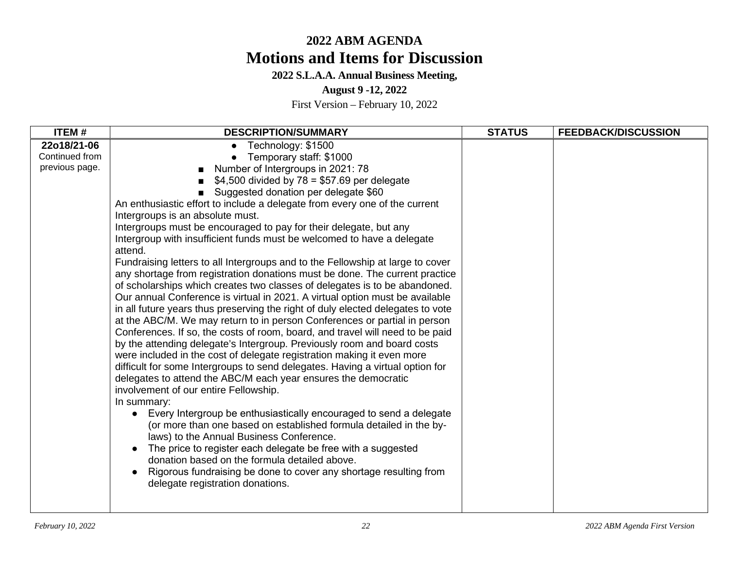# 2022 ABM AGENDA
# Motions and Items for Discussion

**2022 S.L.A.A. Annual Business Meeting,**

**August 9 -12, 2022**

First Version – February 10, 2022

| ITEM # | DESCRIPTION/SUMMARY | STATUS | FEEDBACK/DISCUSSION |
|---|---|---|---|
| **22o18/21-06** Continued from previous page. | ● Technology: $1500<br>● Temporary staff: $1000<br>■ Number of Intergroups in 2021: 78<br>■ $4,500 divided by 78 = $57.69 per delegate<br>■ Suggested donation per delegate $60<br>An enthusiastic effort to include a delegate from every one of the current Intergroups is an absolute must.<br>Intergroups must be encouraged to pay for their delegate, but any Intergroup with insufficient funds must be welcomed to have a delegate attend.<br>Fundraising letters to all Intergroups and to the Fellowship at large to cover any shortage from registration donations must be done. The current practice of scholarships which creates two classes of delegates is to be abandoned. Our annual Conference is virtual in 2021. A virtual option must be available in all future years thus preserving the right of duly elected delegates to vote at the ABC/M. We may return to in person Conferences or partial in person Conferences. If so, the costs of room, board, and travel will need to be paid by the attending delegate's Intergroup. Previously room and board costs were included in the cost of delegate registration making it even more difficult for some Intergroups to send delegates. Having a virtual option for delegates to attend the ABC/M each year ensures the democratic involvement of our entire Fellowship.<br>In summary:<br>● Every Intergroup be enthusiastically encouraged to send a delegate (or more than one based on established formula detailed in the by-laws) to the Annual Business Conference.<br>● The price to register each delegate be free with a suggested donation based on the formula detailed above.<br>● Rigorous fundraising be done to cover any shortage resulting from delegate registration donations. | | |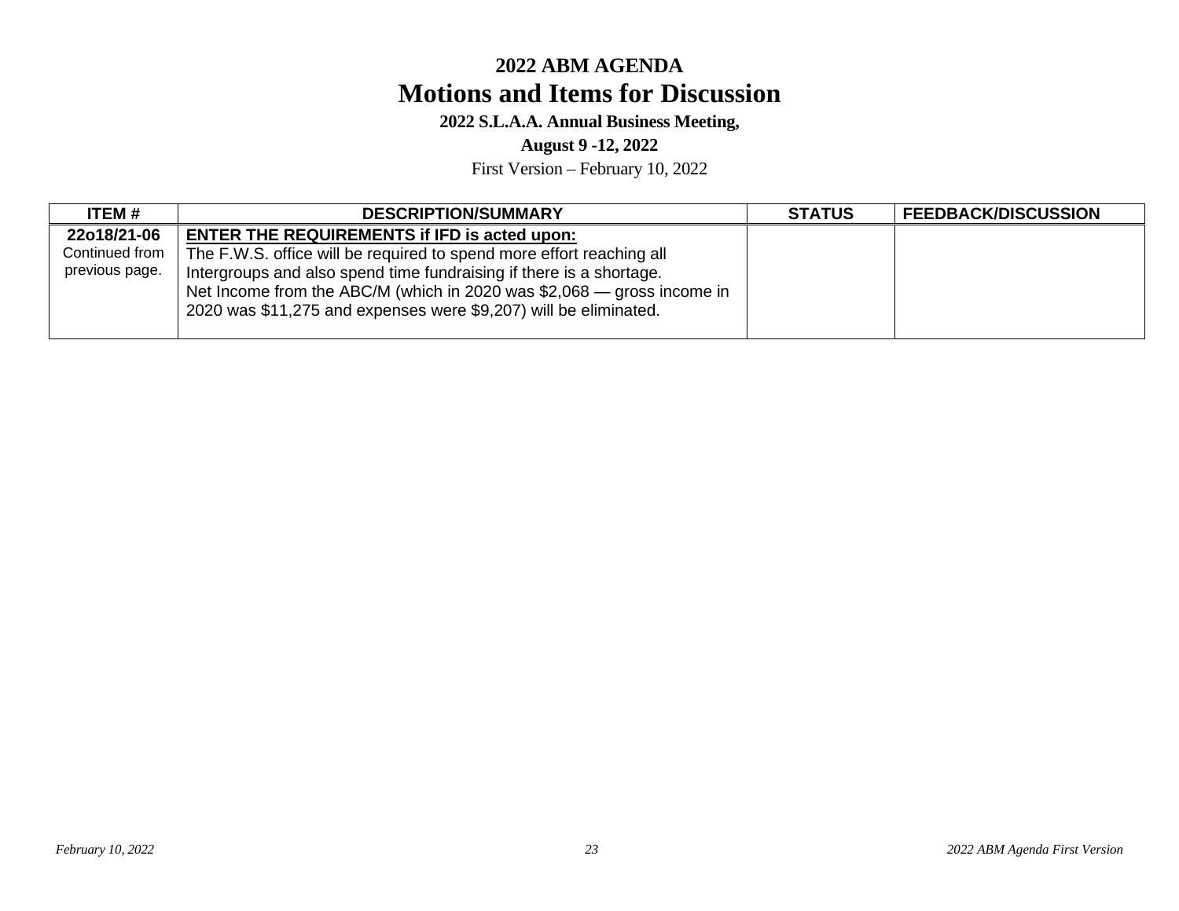# 2022 ABM AGENDA

## Motions and Items for Discussion

**2022 S.L.A.A. Annual Business Meeting,**

**August 9 -12, 2022**

First Version – February 10, 2022

| ITEM # | DESCRIPTION/SUMMARY | STATUS | FEEDBACK/DISCUSSION |
|---|---|---|---|
| **22o18/21-06** Continued from previous page. | **ENTER THE REQUIREMENTS if IFD is acted upon:** The F.W.S. office will be required to spend more effort reaching all Intergroups and also spend time fundraising if there is a shortage. Net Income from the ABC/M (which in 2020 was $2,068 — gross income in 2020 was $11,275 and expenses were $9,207) will be eliminated. | | |